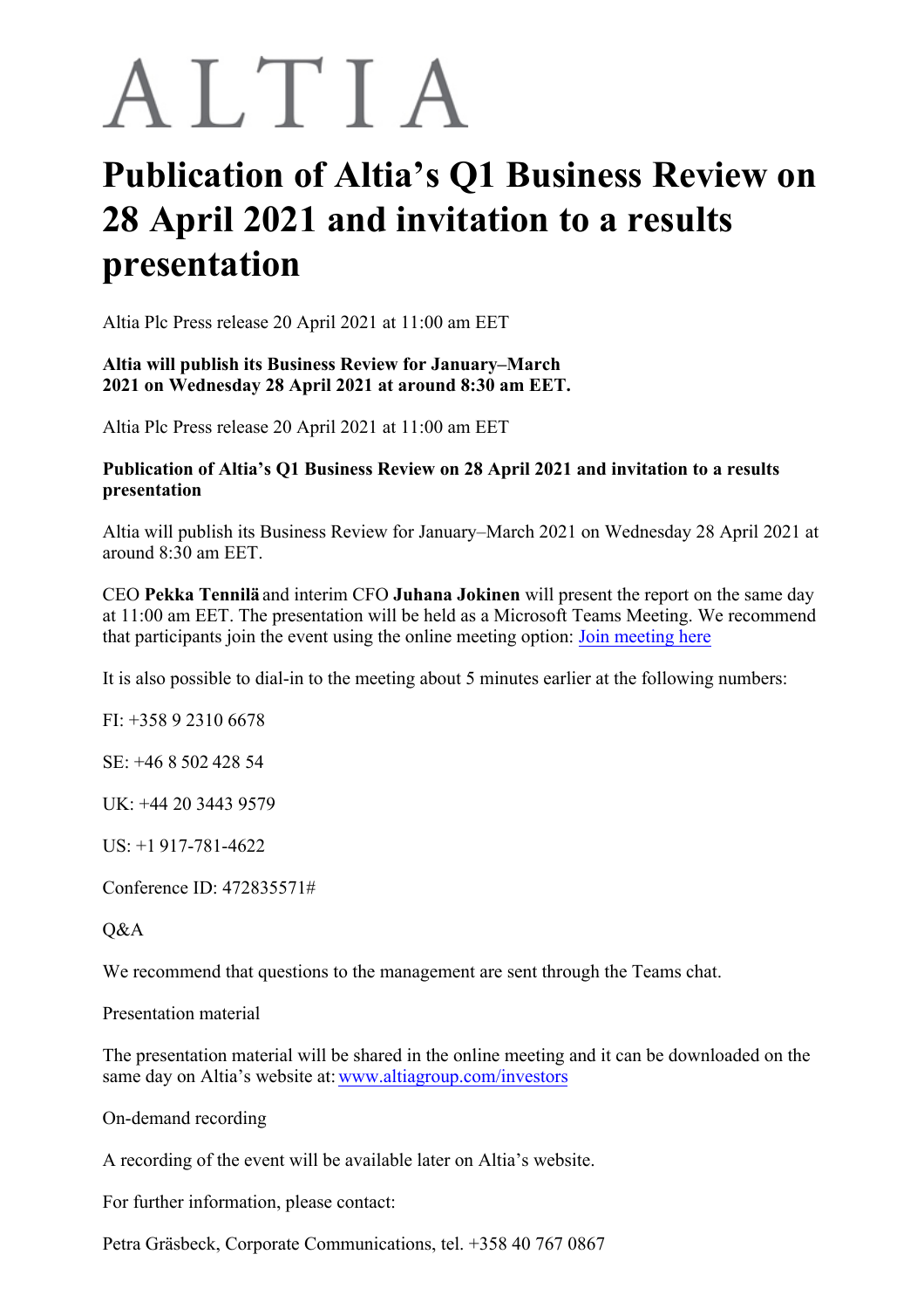ALTIA

# Publication of Altia's Q1 Business Review on 28 April 2021 and invitation to a results presentation

Altia Plc Press release 20 April 2021 at 11:00 am EET

**Altia will publish its Business Review for January–March 2021 on Wednesday 28 April 2021 at around 8:30 am EET.**

Altia Plc Press release 20 April 2021 at 11:00 am EET

**Publication of Altia's Q1 Business Review on 28 April 2021 and invitation to a results presentation**

Altia will publish its Business Review for January–March 2021 on Wednesday 28 April 2021 at around 8:30 am EET.

CEO **Pekka Tennilä** and interim CFO **Juhana Jokinen** will present the report on the same day at 11:00 am EET. The presentation will be held as a Microsoft Teams Meeting. We recommend that participants join the event using the online meeting option: Join meeting here

It is also possible to dial-in to the meeting about 5 minutes earlier at the following numbers:

FI: +358 9 2310 6678

SE: +46 8 502 428 54

UK: +44 20 3443 9579

US: +1 917-781-4622

Conference ID: 472835571#

Q&A

We recommend that questions to the management are sent through the Teams chat.

Presentation material

The presentation material will be shared in the online meeting and it can be downloaded on the same day on Altia's website at: www.altiagroup.com/investors

On-demand recording

A recording of the event will be available later on Altia's website.

For further information, please contact:

Petra Gräsbeck, Corporate Communications, tel. +358 40 767 0867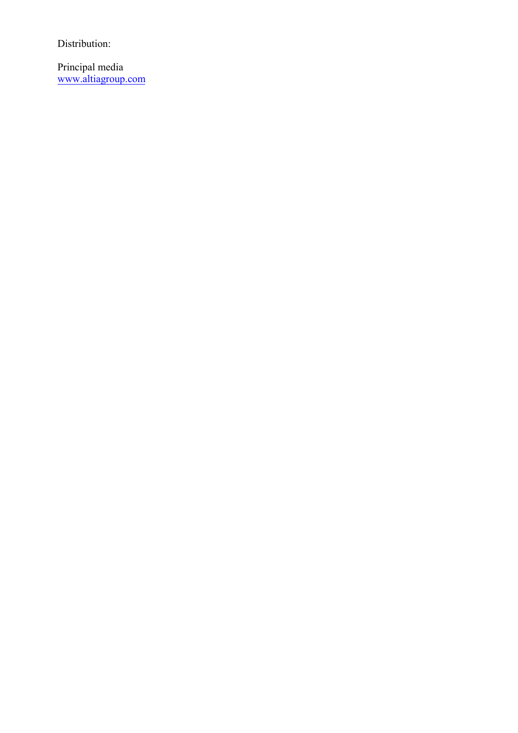Distribution:

Principal media
www.altiagroup.com